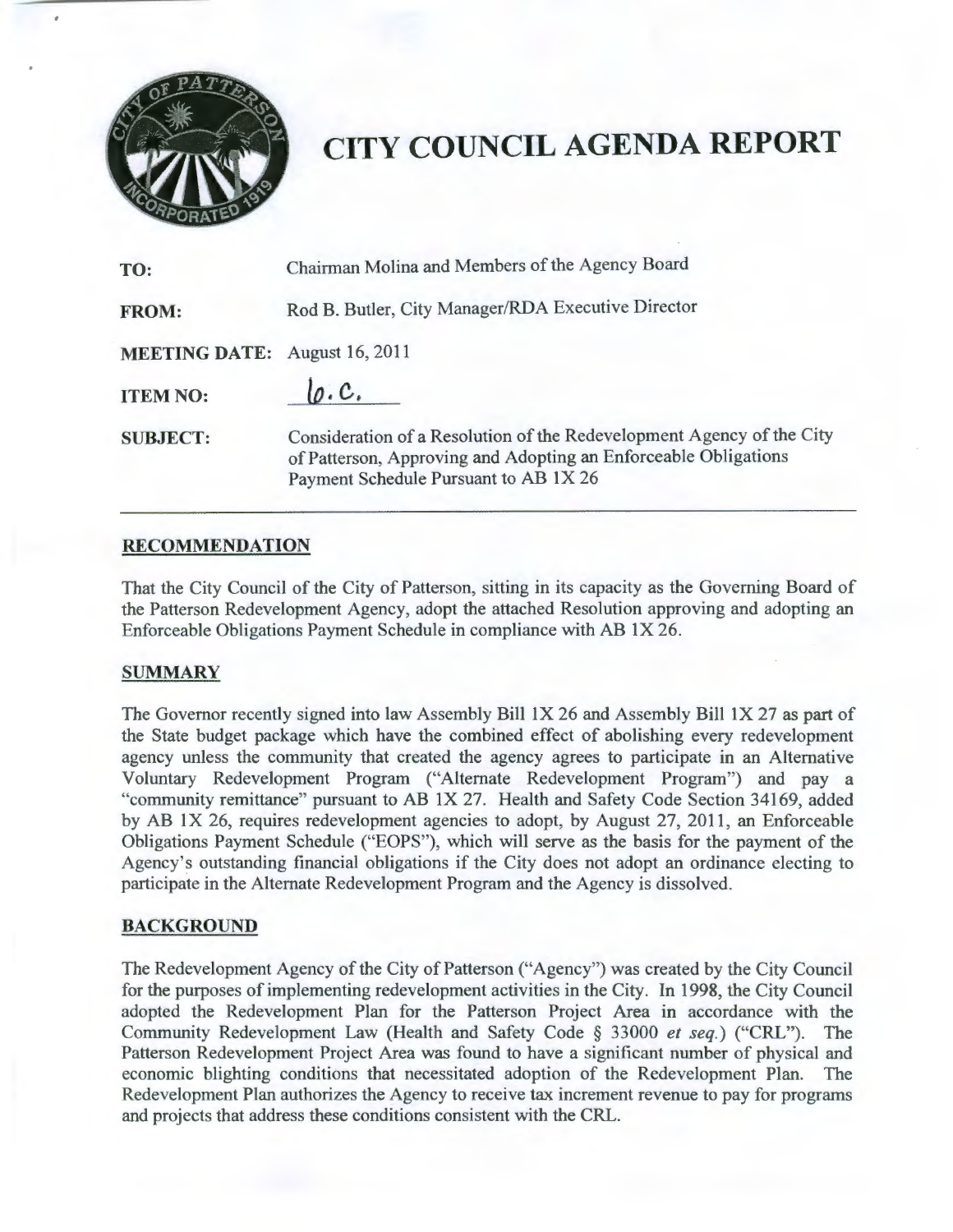# CITY COUNCIL AGENDA REPORT

| | |
|---|---|
| **TO:** | Chairman Molina and Members of the Agency Board |
| **FROM:** | Rod B. Butler, City Manager/RDA Executive Director |
| **MEETING DATE:** | August 16, 2011 |
| **ITEM NO:** | 6.C. |
| **SUBJECT:** | Consideration of a Resolution of the Redevelopment Agency of the City of Patterson, Approving and Adopting an Enforceable Obligations Payment Schedule Pursuant to AB 1X 26 |

## RECOMMENDATION

That the City Council of the City of Patterson, sitting in its capacity as the Governing Board of the Patterson Redevelopment Agency, adopt the attached Resolution approving and adopting an Enforceable Obligations Payment Schedule in compliance with AB 1X 26.

## SUMMARY

The Governor recently signed into law Assembly Bill 1X 26 and Assembly Bill 1X 27 as part of the State budget package which have the combined effect of abolishing every redevelopment agency unless the community that created the agency agrees to participate in an Alternative Voluntary Redevelopment Program ("Alternate Redevelopment Program") and pay a "community remittance" pursuant to AB 1X 27. Health and Safety Code Section 34169, added by AB 1X 26, requires redevelopment agencies to adopt, by August 27, 2011, an Enforceable Obligations Payment Schedule ("EOPS"), which will serve as the basis for the payment of the Agency's outstanding financial obligations if the City does not adopt an ordinance electing to participate in the Alternate Redevelopment Program and the Agency is dissolved.

## BACKGROUND

The Redevelopment Agency of the City of Patterson ("Agency") was created by the City Council for the purposes of implementing redevelopment activities in the City. In 1998, the City Council adopted the Redevelopment Plan for the Patterson Project Area in accordance with the Community Redevelopment Law (Health and Safety Code § 33000 *et seq.*) ("CRL"). The Patterson Redevelopment Project Area was found to have a significant number of physical and economic blighting conditions that necessitated adoption of the Redevelopment Plan. The Redevelopment Plan authorizes the Agency to receive tax increment revenue to pay for programs and projects that address these conditions consistent with the CRL.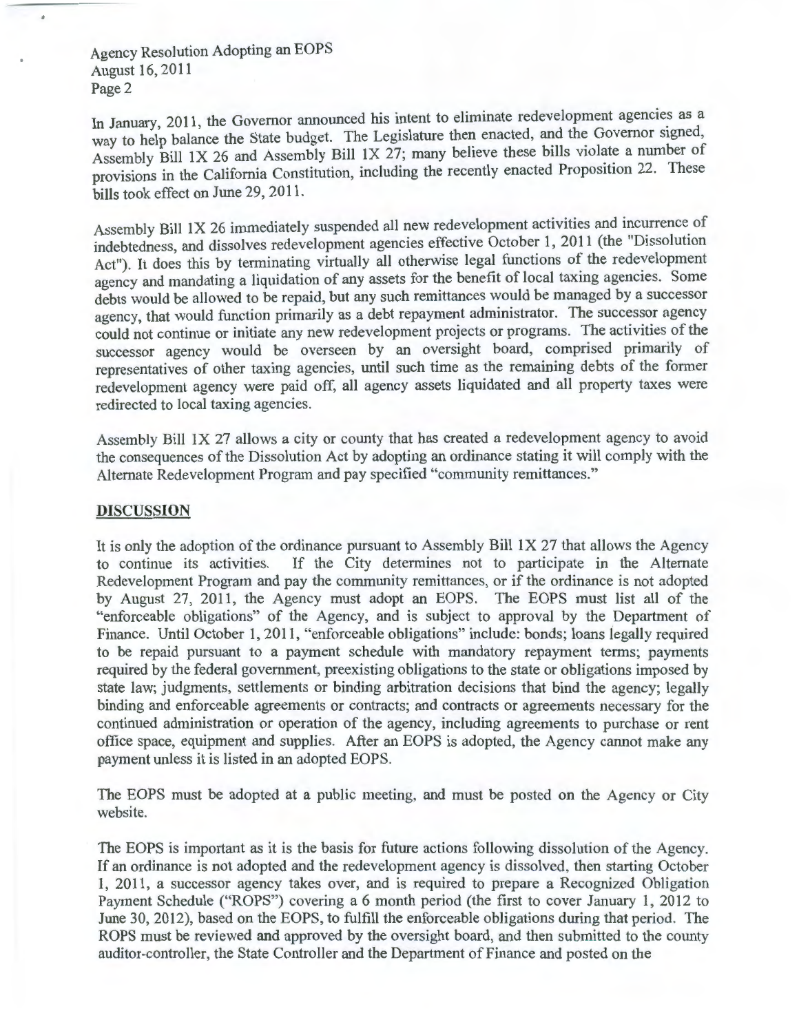In January, 2011, the Governor announced his intent to eliminate redevelopment agencies as a way to help balance the State budget. The Legislature then enacted, and the Governor signed, Assembly Bill 1X 26 and Assembly Bill 1X 27; many believe these bills violate a number of provisions in the California Constitution, including the recently enacted Proposition 22. These bills took effect on June 29, 2011.

Assembly Bill 1X 26 immediately suspended all new redevelopment activities and incurrence of indebtedness, and dissolves redevelopment agencies effective October 1, 2011 (the "Dissolution Act"). It does this by terminating virtually all otherwise legal functions of the redevelopment agency and mandating a liquidation of any assets for the benefit of local taxing agencies. Some debts would be allowed to be repaid, but any such remittances would be managed by a successor agency, that would function primarily as a debt repayment administrator. The successor agency could not continue or initiate any new redevelopment projects or programs. The activities of the successor agency would be overseen by an oversight board, comprised primarily of representatives of other taxing agencies, until such time as the remaining debts of the former redevelopment agency were paid off, all agency assets liquidated and all property taxes were redirected to local taxing agencies.

Assembly Bill 1X 27 allows a city or county that has created a redevelopment agency to avoid the consequences of the Dissolution Act by adopting an ordinance stating it will comply with the Alternate Redevelopment Program and pay specified "community remittances."

## DISCUSSION

It is only the adoption of the ordinance pursuant to Assembly Bill 1X 27 that allows the Agency to continue its activities. If the City determines not to participate in the Alternate Redevelopment Program and pay the community remittances, or if the ordinance is not adopted by August 27, 2011, the Agency must adopt an EOPS. The EOPS must list all of the "enforceable obligations" of the Agency, and is subject to approval by the Department of Finance. Until October 1, 2011, "enforceable obligations" include: bonds; loans legally required to be repaid pursuant to a payment schedule with mandatory repayment terms; payments required by the federal government, preexisting obligations to the state or obligations imposed by state law; judgments, settlements or binding arbitration decisions that bind the agency; legally binding and enforceable agreements or contracts; and contracts or agreements necessary for the continued administration or operation of the agency, including agreements to purchase or rent office space, equipment and supplies. After an EOPS is adopted, the Agency cannot make any payment unless it is listed in an adopted EOPS.

The EOPS must be adopted at a public meeting, and must be posted on the Agency or City website.

The EOPS is important as it is the basis for future actions following dissolution of the Agency. If an ordinance is not adopted and the redevelopment agency is dissolved, then starting October 1, 2011, a successor agency takes over, and is required to prepare a Recognized Obligation Payment Schedule ("ROPS") covering a 6 month period (the first to cover January 1, 2012 to June 30, 2012), based on the EOPS, to fulfill the enforceable obligations during that period. The ROPS must be reviewed and approved by the oversight board, and then submitted to the county auditor-controller, the State Controller and the Department of Finance and posted on the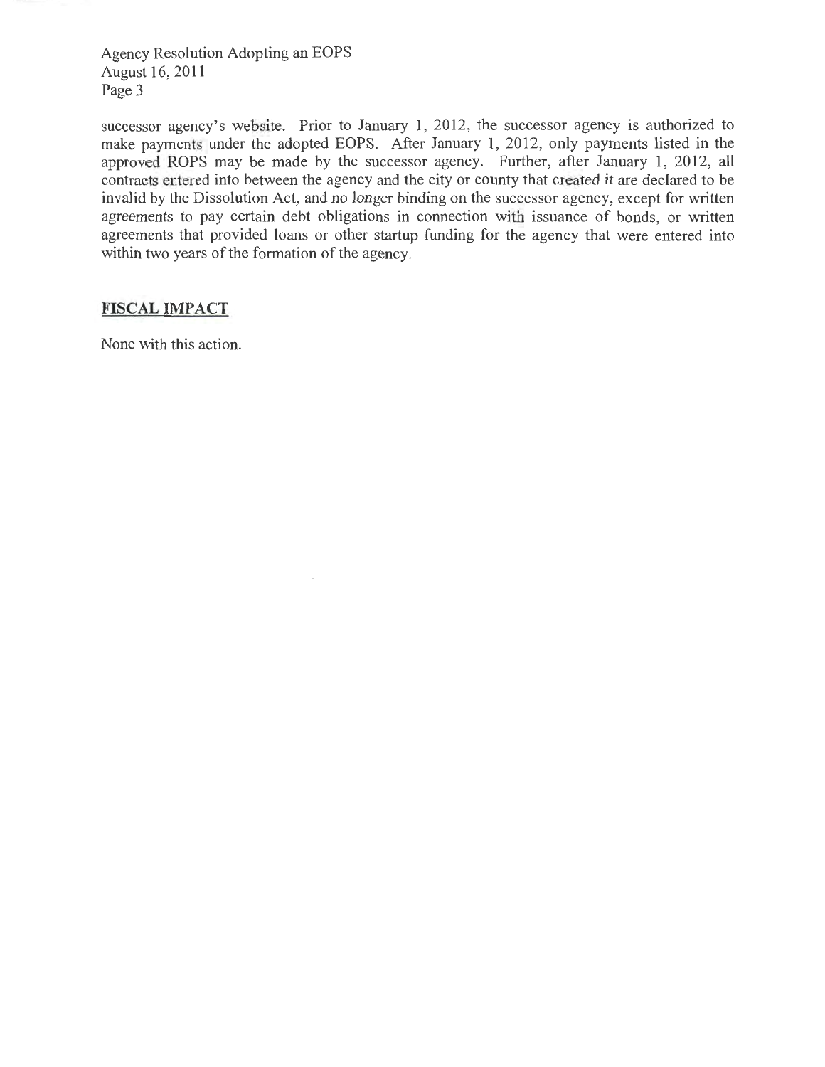successor agency's website. Prior to January 1, 2012, the successor agency is authorized to make payments under the adopted EOPS. After January 1, 2012, only payments listed in the approved ROPS may be made by the successor agency. Further, after January 1, 2012, all contracts entered into between the agency and the city or county that created it are declared to be invalid by the Dissolution Act, and no longer binding on the successor agency, except for written agreements to pay certain debt obligations in connection with issuance of bonds, or written agreements that provided loans or other startup funding for the agency that were entered into within two years of the formation of the agency.

## FISCAL IMPACT

None with this action.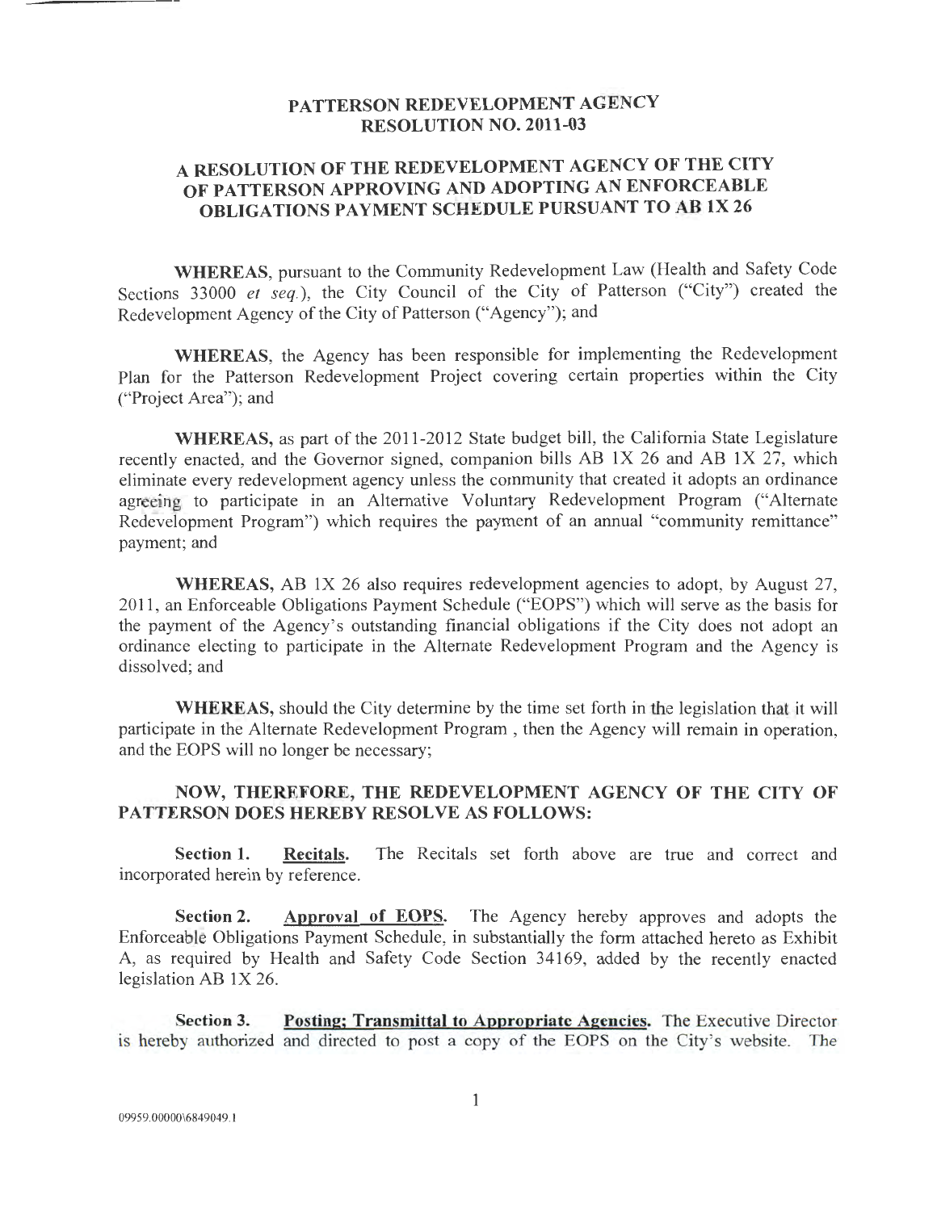# PATTERSON REDEVELOPMENT AGENCY
## RESOLUTION NO. 2011-03

## A RESOLUTION OF THE REDEVELOPMENT AGENCY OF THE CITY OF PATTERSON APPROVING AND ADOPTING AN ENFORCEABLE OBLIGATIONS PAYMENT SCHEDULE PURSUANT TO AB 1X 26

**WHEREAS**, pursuant to the Community Redevelopment Law (Health and Safety Code Sections 33000 *et seq.*), the City Council of the City of Patterson ("City") created the Redevelopment Agency of the City of Patterson ("Agency"); and

**WHEREAS**, the Agency has been responsible for implementing the Redevelopment Plan for the Patterson Redevelopment Project covering certain properties within the City ("Project Area"); and

**WHEREAS,** as part of the 2011-2012 State budget bill, the California State Legislature recently enacted, and the Governor signed, companion bills AB 1X 26 and AB 1X 27, which eliminate every redevelopment agency unless the community that created it adopts an ordinance agreeing to participate in an Alternative Voluntary Redevelopment Program ("Alternate Redevelopment Program") which requires the payment of an annual "community remittance" payment; and

**WHEREAS,** AB 1X 26 also requires redevelopment agencies to adopt, by August 27, 2011, an Enforceable Obligations Payment Schedule ("EOPS") which will serve as the basis for the payment of the Agency's outstanding financial obligations if the City does not adopt an ordinance electing to participate in the Alternate Redevelopment Program and the Agency is dissolved; and

**WHEREAS,** should the City determine by the time set forth in the legislation that it will participate in the Alternate Redevelopment Program , then the Agency will remain in operation, and the EOPS will no longer be necessary;

**NOW, THEREFORE, THE REDEVELOPMENT AGENCY OF THE CITY OF PATTERSON DOES HEREBY RESOLVE AS FOLLOWS:**

**Section 1. Recitals.** The Recitals set forth above are true and correct and incorporated herein by reference.

**Section 2. Approval of EOPS.** The Agency hereby approves and adopts the Enforceable Obligations Payment Schedule, in substantially the form attached hereto as Exhibit A, as required by Health and Safety Code Section 34169, added by the recently enacted legislation AB 1X 26.

**Section 3. Posting; Transmittal to Appropriate Agencies.** The Executive Director is hereby authorized and directed to post a copy of the EOPS on the City's website. The

09959.00000\6849049.1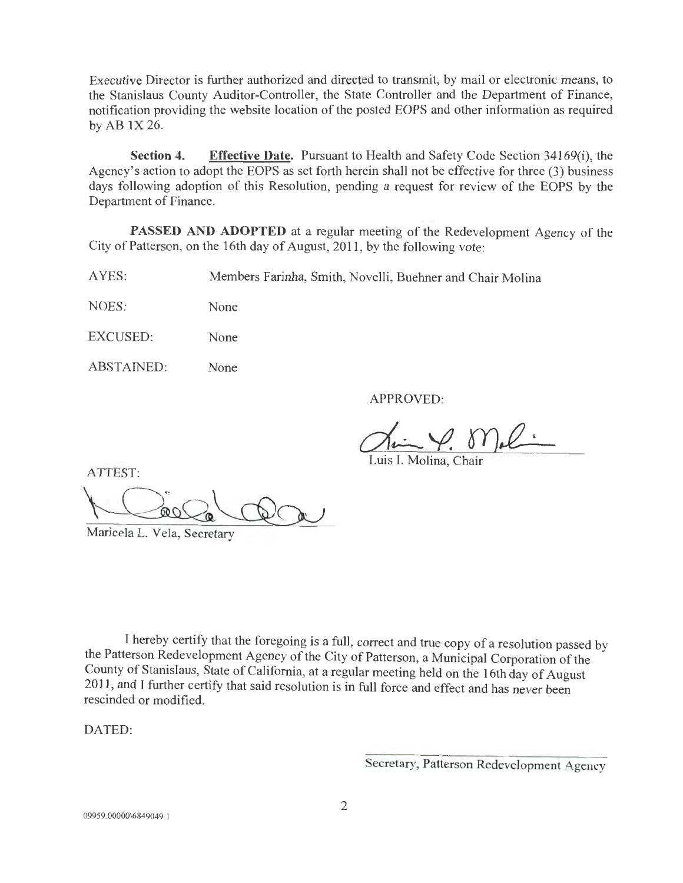Executive Director is further authorized and directed to transmit, by mail or electronic means, to the Stanislaus County Auditor-Controller, the State Controller and the Department of Finance, notification providing the website location of the posted EOPS and other information as required by AB 1X 26.

**Section 4.** **Effective Date.** Pursuant to Health and Safety Code Section 34169(i), the Agency's action to adopt the EOPS as set forth herein shall not be effective for three (3) business days following adoption of this Resolution, pending a request for review of the EOPS by the Department of Finance.

**PASSED AND ADOPTED** at a regular meeting of the Redevelopment Agency of the City of Patterson, on the 16th day of August, 2011, by the following vote:

AYES: Members Farinha, Smith, Novelli, Buehner and Chair Molina

NOES: None

EXCUSED: None

ABSTAINED: None

APPROVED:

Luis I. Molina, Chair

ATTEST:

Maricela L. Vela, Secretary

I hereby certify that the foregoing is a full, correct and true copy of a resolution passed by the Patterson Redevelopment Agency of the City of Patterson, a Municipal Corporation of the County of Stanislaus, State of California, at a regular meeting held on the 16th day of August 2011, and I further certify that said resolution is in full force and effect and has never been rescinded or modified.

DATED:

Secretary, Patterson Redevelopment Agency

09959.00000\6849049.1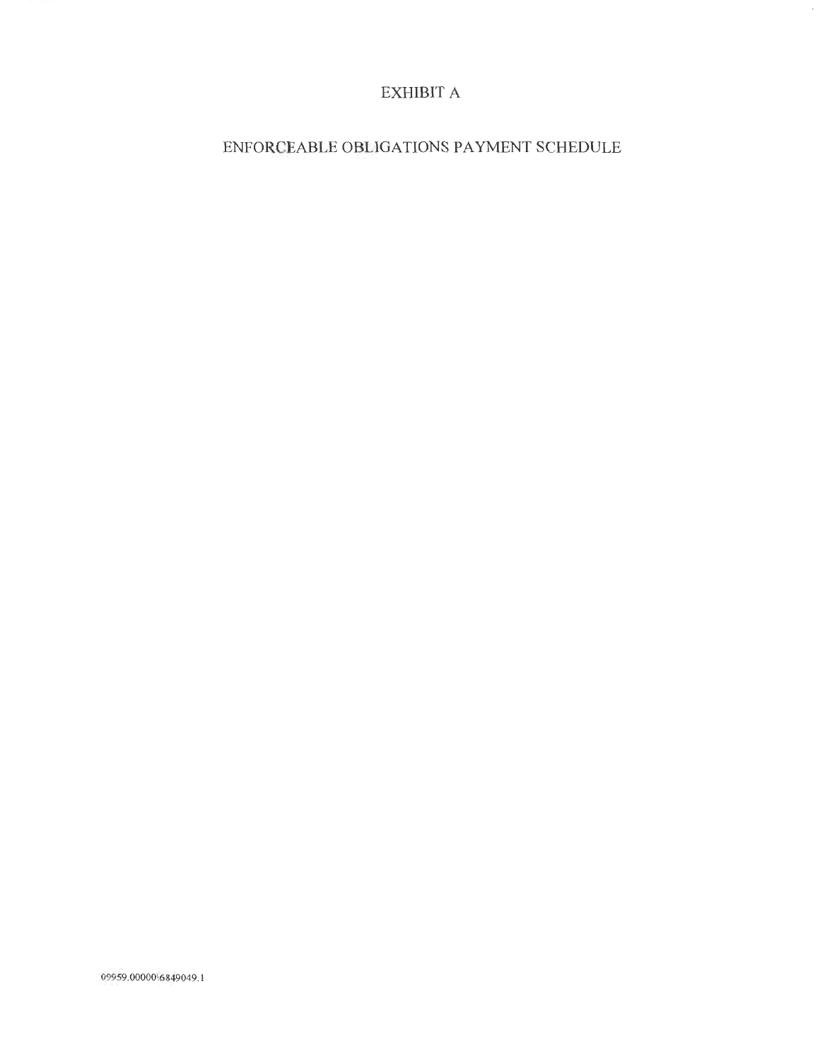# EXHIBIT A

## ENFORCEABLE OBLIGATIONS PAYMENT SCHEDULE

09959.00000\6849049.1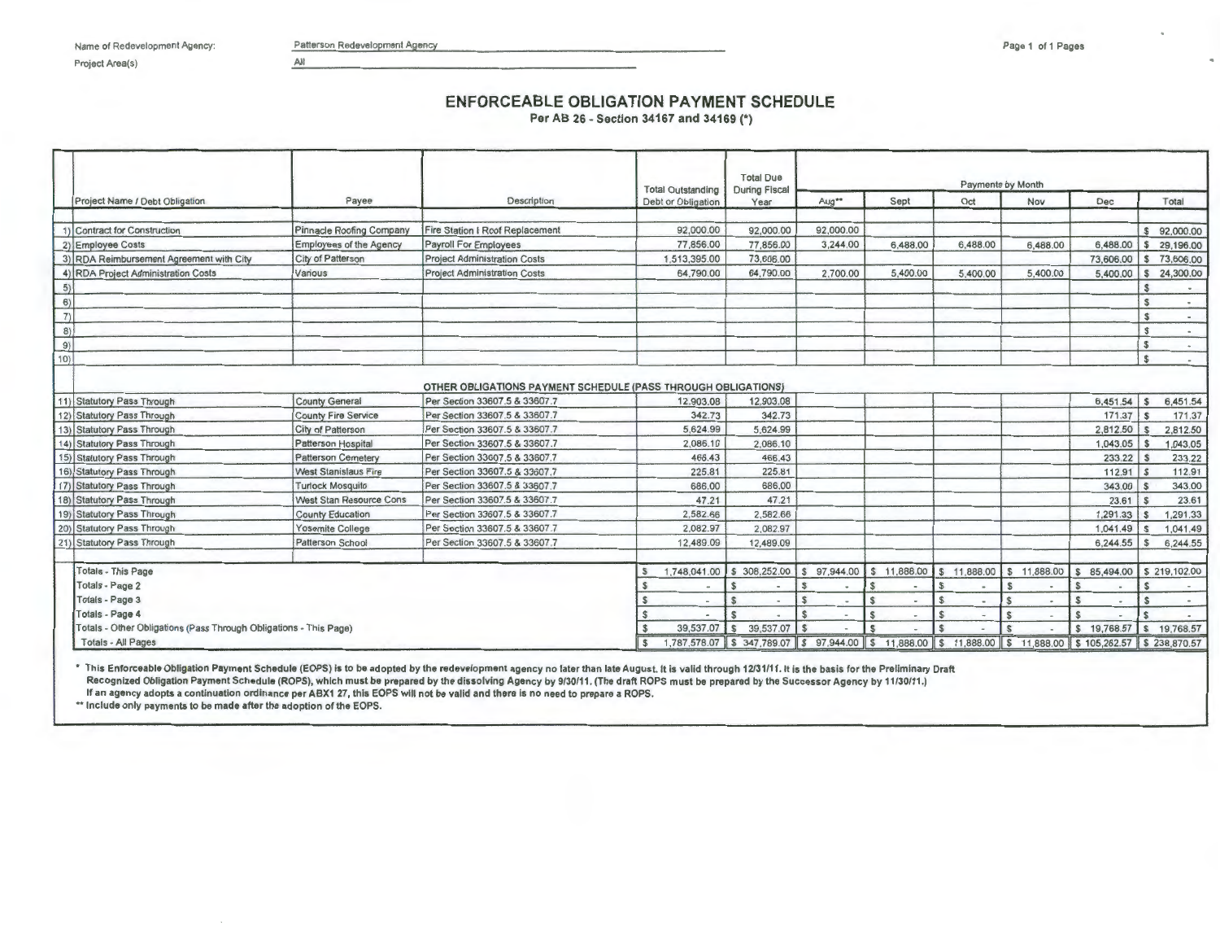Name of Redevelopment Agency: Patterson Redevelopment Agency

Project Area(s): All

# ENFORCEABLE OBLIGATION PAYMENT SCHEDULE

**Per AB 26 - Section 34167 and 34169 (*)**

| | Project Name / Debt Obligation | Payee | Description | Total Outstanding Debt or Obligation | Total Due During Fiscal Year | Payments by Month | | | | | |
|---|---|---|---|---|---|---|---|---|---|---|---|
| | | | | | | Aug** | Sept | Oct | Nov | Dec | Total |
| 1) | Contract for Construction | Pinnacle Roofing Company | Fire Station I Roof Replacement | 92,000.00 | 92,000.00 | 92,000.00 | | | | | $ 92,000.00 |
| 2) | Employee Costs | Employees of the Agency | Payroll For Employees | 77,856.00 | 77,856.00 | 3,244.00 | 6,488.00 | 6,488.00 | 6,488.00 | 6,488.00 | $ 29,196.00 |
| 3) | RDA Reimbursement Agreement with City | City of Patterson | Project Administration Costs | 1,513,395.00 | 73,606.00 | | | | | 73,606.00 | $ 73,606.00 |
| 4) | RDA Project Administration Costs | Various | Project Administration Costs | 64,790.00 | 64,790.00 | 2,700.00 | 5,400.00 | 5,400.00 | 5,400.00 | 5,400.00 | $ 24,300.00 |
| 5) | | | | | | | | | | | $ - |
| 6) | | | | | | | | | | | $ - |
| 7) | | | | | | | | | | | $ - |
| 8) | | | | | | | | | | | $ - |
| 9) | | | | | | | | | | | $ - |
| 10) | | | | | | | | | | | $ - |
| | | | OTHER OBLIGATIONS PAYMENT SCHEDULE (PASS THROUGH OBLIGATIONS) | | | | | | | | |
| 11) | Statutory Pass Through | County General | Per Section 33607.5 & 33607.7 | 12,903.08 | 12,903.08 | | | | | 6,451.54 | $ 6,451.54 |
| 12) | Statutory Pass Through | County Fire Service | Per Section 33607.5 & 33607.7 | 342.73 | 342.73 | | | | | 171.37 | $ 171.37 |
| 13) | Statutory Pass Through | City of Patterson | Per Section 33607.5 & 33607.7 | 5,624.99 | 5,624.99 | | | | | 2,812.50 | $ 2,812.50 |
| 14) | Statutory Pass Through | Patterson Hospital | Per Section 33607.5 & 33607.7 | 2,086.10 | 2,086.10 | | | | | 1,043.05 | $ 1,043.05 |
| 15) | Statutory Pass Through | Patterson Cemetery | Per Section 33607.5 & 33607.7 | 466.43 | 466.43 | | | | | 233.22 | $ 233.22 |
| 16) | Statutory Pass Through | West Stanislaus Fire | Per Section 33607.5 & 33607.7 | 225.81 | 225.81 | | | | | 112.91 | $ 112.91 |
| 17) | Statutory Pass Through | Turlock Mosquito | Per Section 33607.5 & 33607.7 | 686.00 | 686.00 | | | | | 343.00 | $ 343.00 |
| 18) | Statutory Pass Through | West Stan Resource Cons | Per Section 33607.5 & 33607.7 | 47.21 | 47.21 | | | | | 23.61 | $ 23.61 |
| 19) | Statutory Pass Through | County Education | Per Section 33607.5 & 33607.7 | 2,582.66 | 2,582.66 | | | | | 1,291.33 | $ 1,291.33 |
| 20) | Statutory Pass Through | Yosemite College | Per Section 33607.5 & 33607.7 | 2,082.97 | 2,082.97 | | | | | 1,041.49 | $ 1,041.49 |
| 21) | Statutory Pass Through | Patterson School | Per Section 33607.5 & 33607.7 | 12,489.09 | 12,489.09 | | | | | 6,244.55 | $ 6,244.55 |
| | Totals - This Page | | | $ 1,748,041.00 | $ 308,252.00 | $ 97,944.00 | $ 11,888.00 | $ 11,888.00 | $ 11,888.00 | $ 85,494.00 | $ 219,102.00 |
| | Totals - Page 2 | | | $ - | $ - | $ - | $ - | $ - | $ - | $ - | $ - |
| | Totals - Page 3 | | | $ - | $ - | $ - | $ - | $ - | $ - | $ - | $ - |
| | Totals - Page 4 | | | $ - | $ - | $ - | $ - | $ - | $ - | $ - | $ - |
| | Totals - Other Obligations (Pass Through Obligations - This Page) | | | $ 39,537.07 | $ 39,537.07 | $ - | $ - | $ - | $ - | $ 19,768.57 | $ 19,768.57 |
| | Totals - All Pages | | | $ 1,787,578.07 | $ 347,789.07 | $ 97,944.00 | $ 11,888.00 | $ 11,888.00 | $ 11,888.00 | $ 105,262.57 | $ 238,870.57 |

\* **This Enforceable Obligation Payment Schedule (EOPS) is to be adopted by the redevelopment agency no later than late August. It is valid through 12/31/11. It is the basis for the Preliminary Draft Recognized Obligation Payment Schedule (ROPS), which must be prepared by the dissolving Agency by 9/30/11. (The draft ROPS must be prepared by the Successor Agency by 11/30/11.) If an agency adopts a continuation ordinance per ABX1 27, this EOPS will not be valid and there is no need to prepare a ROPS.**

\*\* **Include only payments to be made after the adoption of the EOPS.**